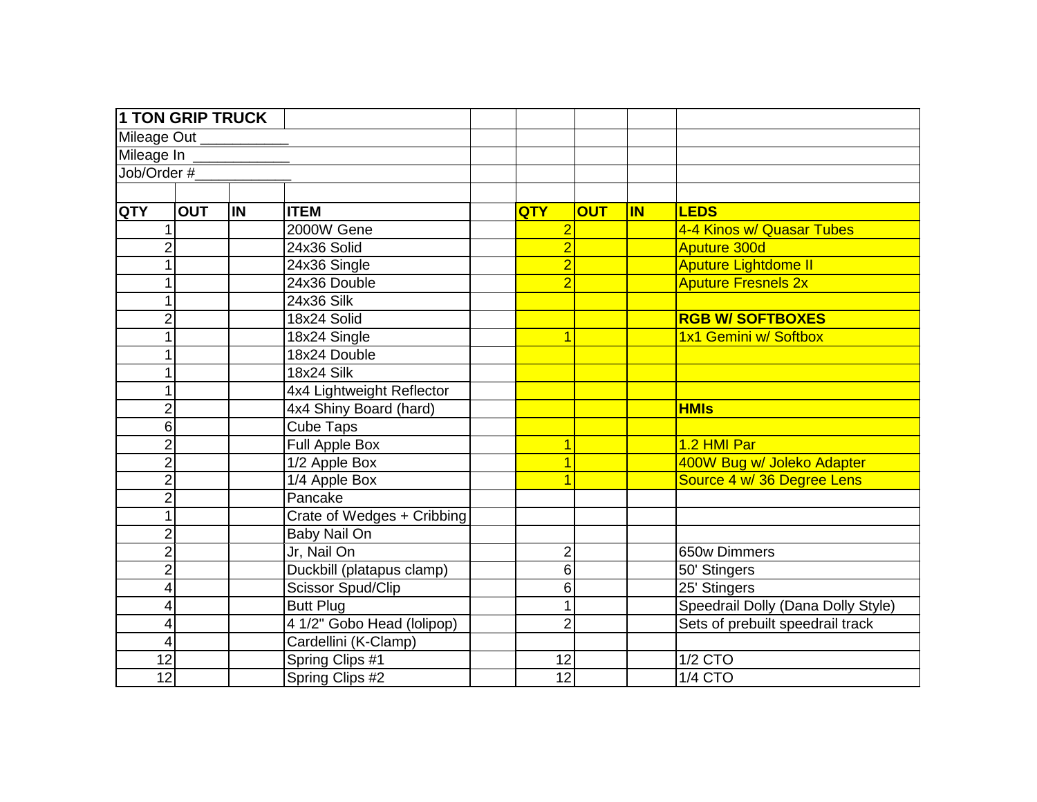| 1 TON GRIP TRUCK | | | | | | | | |
|---|---|---|---|---|---|---|---|---|
| Mileage Out ___________ | | | | | | | | |
| Mileage In ____________ | | | | | | | | |
| Job/Order #____________ | | | | | | | | |
| | | | | | | | | |
| **QTY** | **OUT** | **IN** | **ITEM** | | **QTY** | **OUT** | **IN** | **LEDS** |
| 1 | | | 2000W Gene | | 2 | | | 4-4 Kinos w/ Quasar Tubes |
| 2 | | | 24x36 Solid | | 2 | | | Aputure 300d |
| 1 | | | 24x36 Single | | 2 | | | Aputure Lightdome II |
| 1 | | | 24x36 Double | | 2 | | | Aputure Fresnels 2x |
| 1 | | | 24x36 Silk | | | | | |
| 2 | | | 18x24 Solid | | | | | **RGB W/ SOFTBOXES** |
| 1 | | | 18x24 Single | | 1 | | | 1x1 Gemini w/ Softbox |
| 1 | | | 18x24 Double | | | | | |
| 1 | | | 18x24 Silk | | | | | |
| 1 | | | 4x4 Lightweight Reflector | | | | | |
| 2 | | | 4x4 Shiny Board (hard) | | | | | **HMIs** |
| 6 | | | Cube Taps | | | | | |
| 2 | | | Full Apple Box | | 1 | | | 1.2 HMI Par |
| 2 | | | 1/2 Apple Box | | 1 | | | 400W Bug w/ Joleko Adapter |
| 2 | | | 1/4 Apple Box | | 1 | | | Source 4 w/ 36 Degree Lens |
| 2 | | | Pancake | | | | | |
| 1 | | | Crate of Wedges + Cribbing | | | | | |
| 2 | | | Baby Nail On | | | | | |
| 2 | | | Jr, Nail On | | 2 | | | 650w Dimmers |
| 2 | | | Duckbill (platapus clamp) | | 6 | | | 50' Stingers |
| 4 | | | Scissor Spud/Clip | | 6 | | | 25' Stingers |
| 4 | | | Butt Plug | | 1 | | | Speedrail Dolly (Dana Dolly Style) |
| 4 | | | 4 1/2" Gobo Head (lolipop) | | 2 | | | Sets of prebuilt speedrail track |
| 4 | | | Cardellini (K-Clamp) | | | | | |
| 12 | | | Spring Clips #1 | | 12 | | | 1/2 CTO |
| 12 | | | Spring Clips #2 | | 12 | | | 1/4 CTO |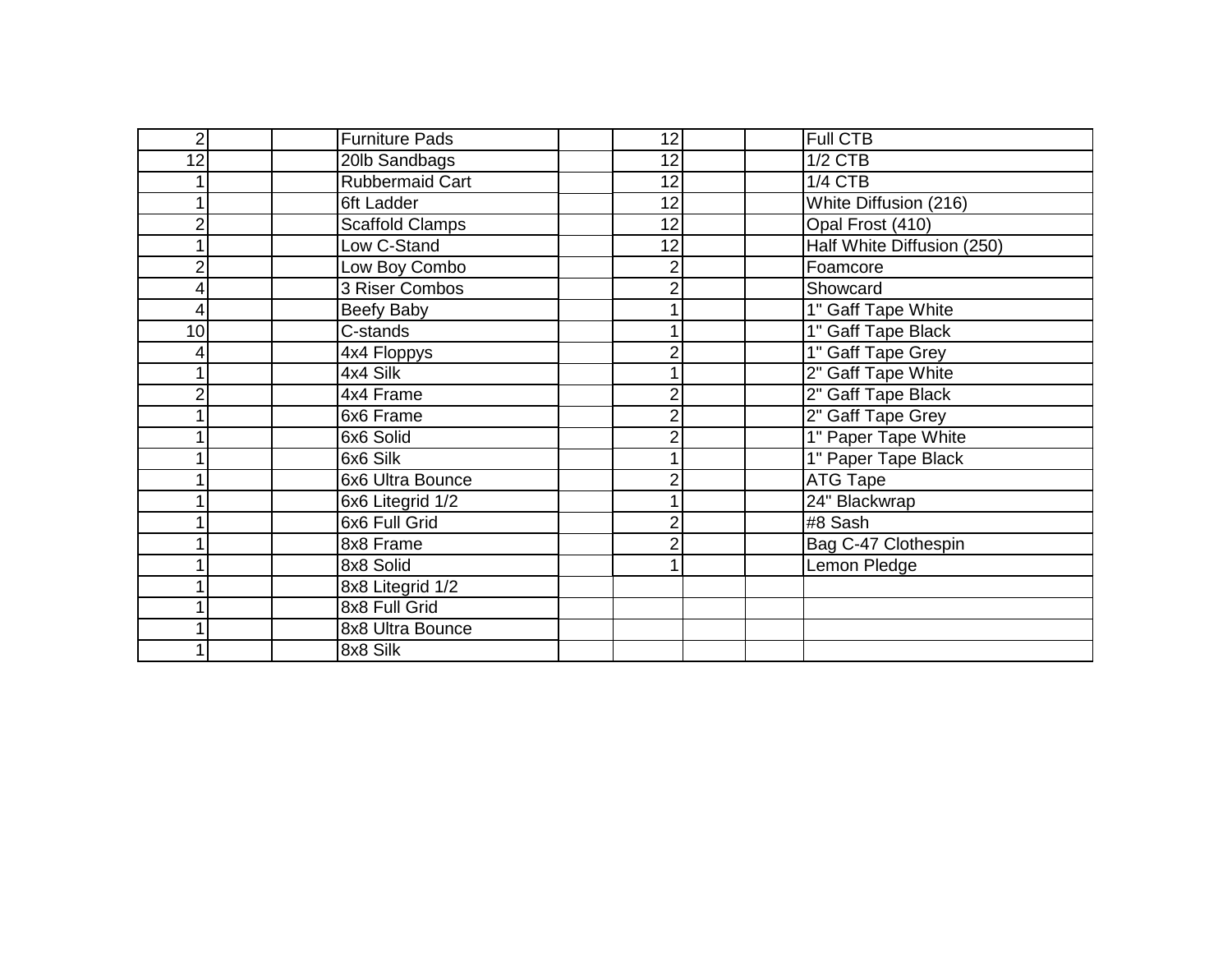| | | | | | | | | |
|---|---|---|---|---|---|---|---|---|
| 2 | | | Furniture Pads | | 12 | | | Full CTB |
| 12 | | | 20lb Sandbags | | 12 | | | 1/2 CTB |
| 1 | | | Rubbermaid Cart | | 12 | | | 1/4 CTB |
| 1 | | | 6ft Ladder | | 12 | | | White Diffusion (216) |
| 2 | | | Scaffold Clamps | | 12 | | | Opal Frost (410) |
| 1 | | | Low C-Stand | | 12 | | | Half White Diffusion (250) |
| 2 | | | Low Boy Combo | | 2 | | | Foamcore |
| 4 | | | 3 Riser Combos | | 2 | | | Showcard |
| 4 | | | Beefy Baby | | 1 | | | 1" Gaff Tape White |
| 10 | | | C-stands | | 1 | | | 1" Gaff Tape Black |
| 4 | | | 4x4 Floppys | | 2 | | | 1" Gaff Tape Grey |
| 1 | | | 4x4 Silk | | 1 | | | 2" Gaff Tape White |
| 2 | | | 4x4 Frame | | 2 | | | 2" Gaff Tape Black |
| 1 | | | 6x6 Frame | | 2 | | | 2" Gaff Tape Grey |
| 1 | | | 6x6 Solid | | 2 | | | 1" Paper Tape White |
| 1 | | | 6x6 Silk | | 1 | | | 1" Paper Tape Black |
| 1 | | | 6x6 Ultra Bounce | | 2 | | | ATG Tape |
| 1 | | | 6x6 Litegrid 1/2 | | 1 | | | 24" Blackwrap |
| 1 | | | 6x6 Full Grid | | 2 | | | #8 Sash |
| 1 | | | 8x8 Frame | | 2 | | | Bag C-47 Clothespin |
| 1 | | | 8x8 Solid | | 1 | | | Lemon Pledge |
| 1 | | | 8x8 Litegrid 1/2 | | | | | |
| 1 | | | 8x8 Full Grid | | | | | |
| 1 | | | 8x8 Ultra Bounce | | | | | |
| 1 | | | 8x8 Silk | | | | | |